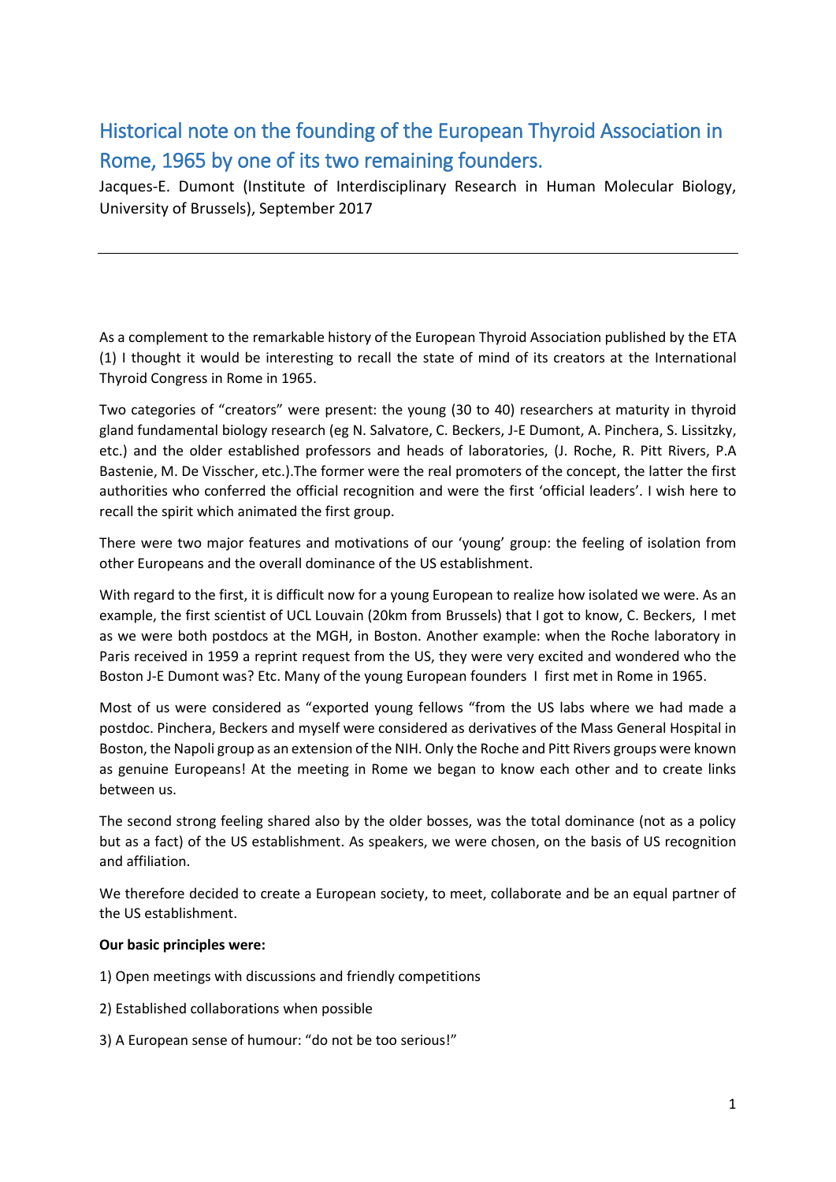# Historical note on the founding of the European Thyroid Association in Rome, 1965 by one of its two remaining founders.

Jacques-E. Dumont (Institute of Interdisciplinary Research in Human Molecular Biology, University of Brussels), September 2017

---

As a complement to the remarkable history of the European Thyroid Association published by the ETA (1) I thought it would be interesting to recall the state of mind of its creators at the International Thyroid Congress in Rome in 1965.

Two categories of "creators" were present: the young (30 to 40) researchers at maturity in thyroid gland fundamental biology research (eg N. Salvatore, C. Beckers, J-E Dumont, A. Pinchera, S. Lissitzky, etc.) and the older established professors and heads of laboratories, (J. Roche, R. Pitt Rivers, P.A Bastenie, M. De Visscher, etc.).The former were the real promoters of the concept, the latter the first authorities who conferred the official recognition and were the first 'official leaders'. I wish here to recall the spirit which animated the first group.

There were two major features and motivations of our 'young' group: the feeling of isolation from other Europeans and the overall dominance of the US establishment.

With regard to the first, it is difficult now for a young European to realize how isolated we were. As an example, the first scientist of UCL Louvain (20km from Brussels) that I got to know, C. Beckers, I met as we were both postdocs at the MGH, in Boston. Another example: when the Roche laboratory in Paris received in 1959 a reprint request from the US, they were very excited and wondered who the Boston J-E Dumont was? Etc. Many of the young European founders I first met in Rome in 1965.

Most of us were considered as "exported young fellows "from the US labs where we had made a postdoc. Pinchera, Beckers and myself were considered as derivatives of the Mass General Hospital in Boston, the Napoli group as an extension of the NIH. Only the Roche and Pitt Rivers groups were known as genuine Europeans! At the meeting in Rome we began to know each other and to create links between us.

The second strong feeling shared also by the older bosses, was the total dominance (not as a policy but as a fact) of the US establishment. As speakers, we were chosen, on the basis of US recognition and affiliation.

We therefore decided to create a European society, to meet, collaborate and be an equal partner of the US establishment.

**Our basic principles were:**

1) Open meetings with discussions and friendly competitions

2) Established collaborations when possible

3) A European sense of humour: "do not be too serious!"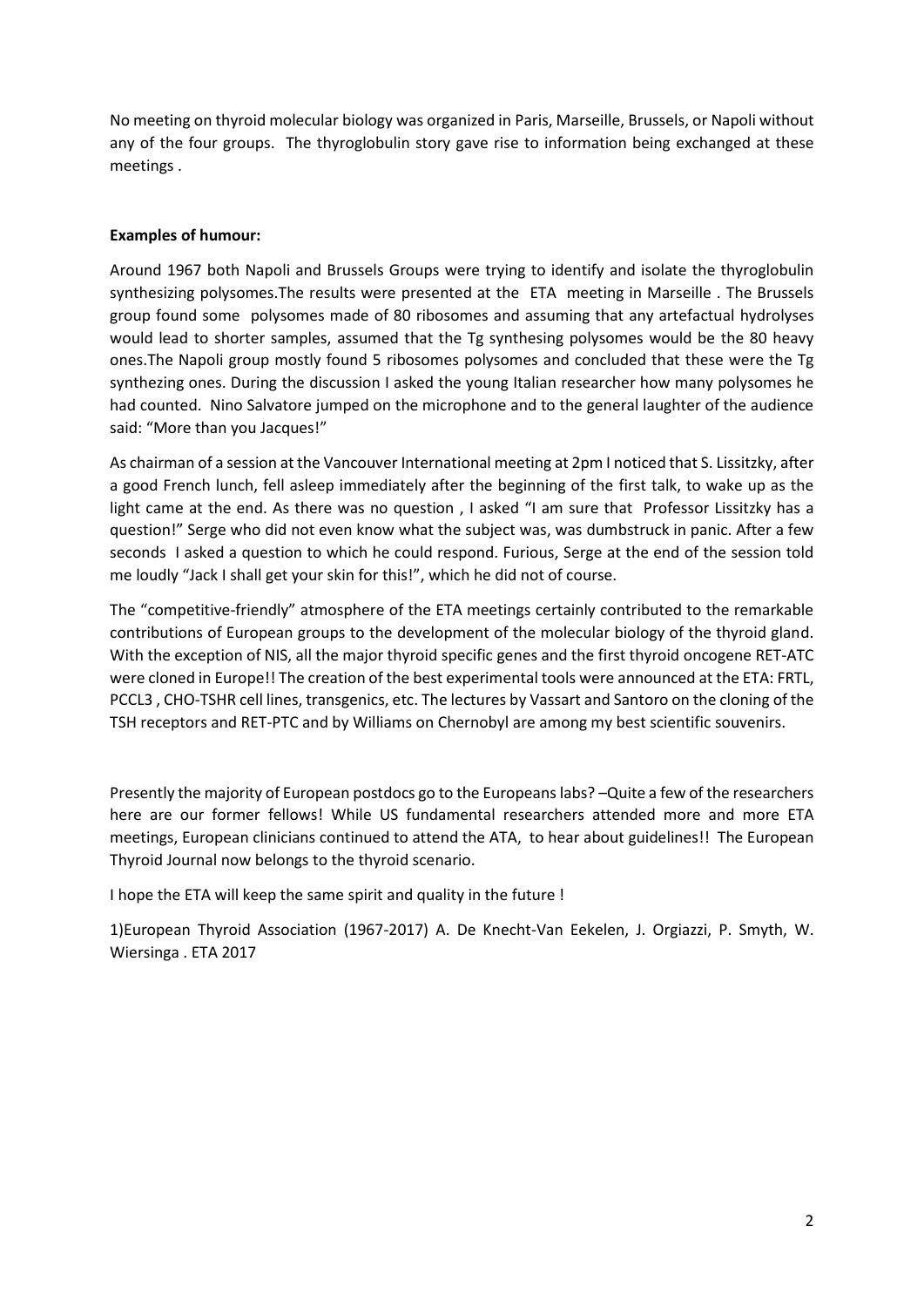No meeting on thyroid molecular biology was organized in Paris, Marseille, Brussels, or Napoli without any of the four groups. The thyroglobulin story gave rise to information being exchanged at these meetings .

**Examples of humour:**

Around 1967 both Napoli and Brussels Groups were trying to identify and isolate the thyroglobulin synthesizing polysomes.The results were presented at the ETA meeting in Marseille . The Brussels group found some polysomes made of 80 ribosomes and assuming that any artefactual hydrolyses would lead to shorter samples, assumed that the Tg synthesing polysomes would be the 80 heavy ones.The Napoli group mostly found 5 ribosomes polysomes and concluded that these were the Tg synthezing ones. During the discussion I asked the young Italian researcher how many polysomes he had counted. Nino Salvatore jumped on the microphone and to the general laughter of the audience said: "More than you Jacques!"

As chairman of a session at the Vancouver International meeting at 2pm I noticed that S. Lissitzky, after a good French lunch, fell asleep immediately after the beginning of the first talk, to wake up as the light came at the end. As there was no question , I asked "I am sure that Professor Lissitzky has a question!" Serge who did not even know what the subject was, was dumbstruck in panic. After a few seconds I asked a question to which he could respond. Furious, Serge at the end of the session told me loudly "Jack I shall get your skin for this!", which he did not of course.

The "competitive-friendly" atmosphere of the ETA meetings certainly contributed to the remarkable contributions of European groups to the development of the molecular biology of the thyroid gland. With the exception of NIS, all the major thyroid specific genes and the first thyroid oncogene RET-ATC were cloned in Europe!! The creation of the best experimental tools were announced at the ETA: FRTL, PCCL3 , CHO-TSHR cell lines, transgenics, etc. The lectures by Vassart and Santoro on the cloning of the TSH receptors and RET-PTC and by Williams on Chernobyl are among my best scientific souvenirs.

Presently the majority of European postdocs go to the Europeans labs? –Quite a few of the researchers here are our former fellows! While US fundamental researchers attended more and more ETA meetings, European clinicians continued to attend the ATA, to hear about guidelines!! The European Thyroid Journal now belongs to the thyroid scenario.

I hope the ETA will keep the same spirit and quality in the future !

1)European Thyroid Association (1967-2017) A. De Knecht-Van Eekelen, J. Orgiazzi, P. Smyth, W. Wiersinga . ETA 2017